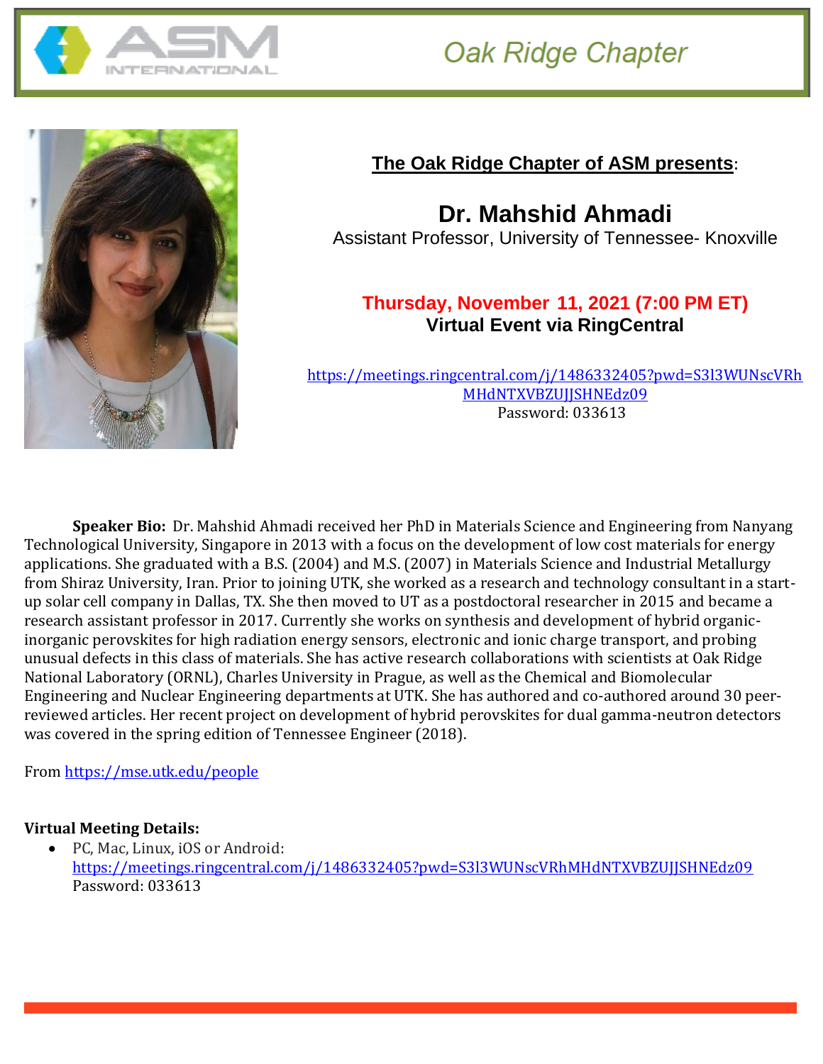Oak Ridge Chapter

**The Oak Ridge Chapter of ASM presents:**

# Dr. Mahshid Ahmadi

Assistant Professor, University of Tennessee- Knoxville

**Thursday, November 11, 2021 (7:00 PM ET)**

**Virtual Event via RingCentral**

https://meetings.ringcentral.com/j/1486332405?pwd=S3l3WUNscVRhMHdNTXVBZUJJSHNEdz09

Password: 033613

**Speaker Bio:** Dr. Mahshid Ahmadi received her PhD in Materials Science and Engineering from Nanyang Technological University, Singapore in 2013 with a focus on the development of low cost materials for energy applications. She graduated with a B.S. (2004) and M.S. (2007) in Materials Science and Industrial Metallurgy from Shiraz University, Iran. Prior to joining UTK, she worked as a research and technology consultant in a start-up solar cell company in Dallas, TX. She then moved to UT as a postdoctoral researcher in 2015 and became a research assistant professor in 2017. Currently she works on synthesis and development of hybrid organic-inorganic perovskites for high radiation energy sensors, electronic and ionic charge transport, and probing unusual defects in this class of materials. She has active research collaborations with scientists at Oak Ridge National Laboratory (ORNL), Charles University in Prague, as well as the Chemical and Biomolecular Engineering and Nuclear Engineering departments at UTK. She has authored and co-authored around 30 peer-reviewed articles. Her recent project on development of hybrid perovskites for dual gamma-neutron detectors was covered in the spring edition of Tennessee Engineer (2018).

From https://mse.utk.edu/people

**Virtual Meeting Details:**

- PC, Mac, Linux, iOS or Android:
  https://meetings.ringcentral.com/j/1486332405?pwd=S3l3WUNscVRhMHdNTXVBZUJJSHNEdz09
  Password: 033613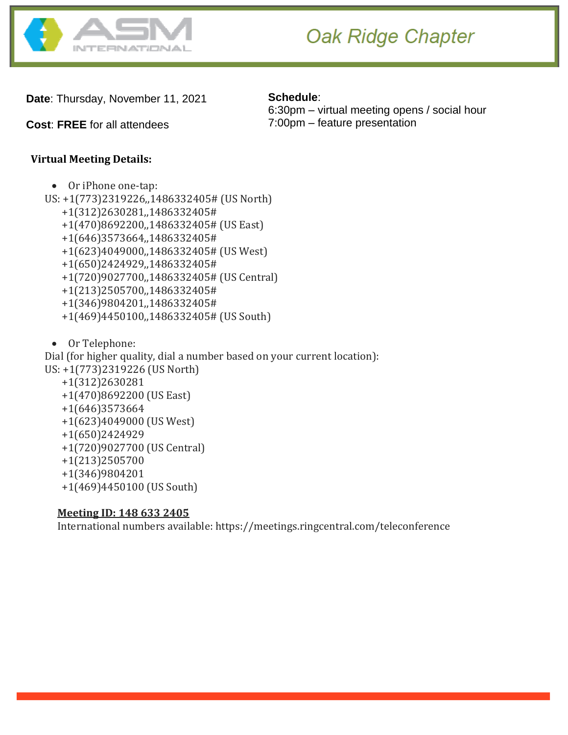# Oak Ridge Chapter

**Date**: Thursday, November 11, 2021

**Cost**: **FREE** for all attendees

**Schedule**:
6:30pm – virtual meeting opens / social hour
7:00pm – feature presentation

**Virtual Meeting Details:**

- Or iPhone one-tap:

US: +1(773)2319226,,1486332405# (US North)
+1(312)2630281,,1486332405#
+1(470)8692200,,1486332405# (US East)
+1(646)3573664,,1486332405#
+1(623)4049000,,1486332405# (US West)
+1(650)2424929,,1486332405#
+1(720)9027700,,1486332405# (US Central)
+1(213)2505700,,1486332405#
+1(346)9804201,,1486332405#
+1(469)4450100,,1486332405# (US South)

- Or Telephone:

Dial (for higher quality, dial a number based on your current location):
US: +1(773)2319226 (US North)
+1(312)2630281
+1(470)8692200 (US East)
+1(646)3573664
+1(623)4049000 (US West)
+1(650)2424929
+1(720)9027700 (US Central)
+1(213)2505700
+1(346)9804201
+1(469)4450100 (US South)

**Meeting ID: 148 633 2405**
International numbers available: https://meetings.ringcentral.com/teleconference